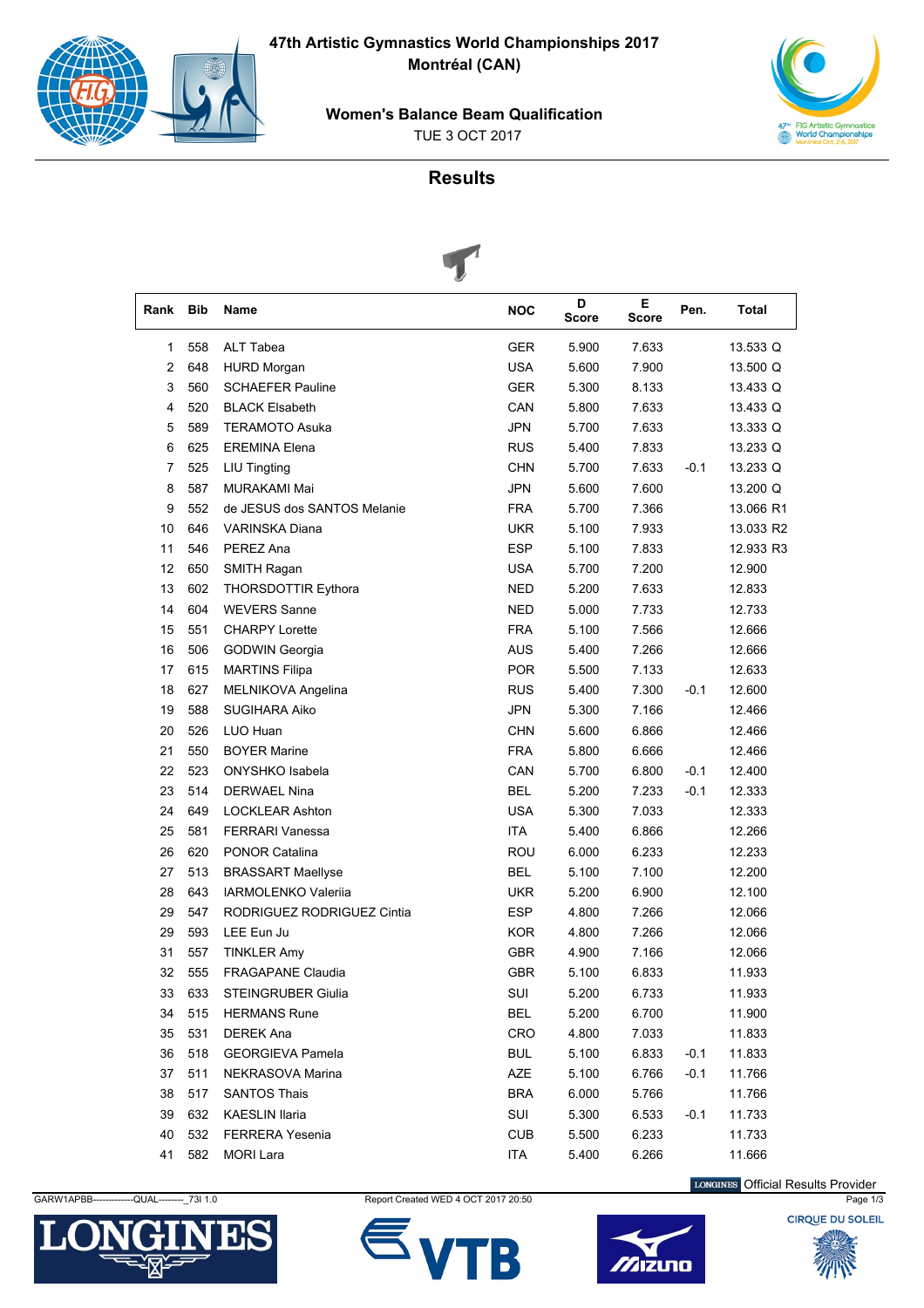# 47th Artistic Gymnastics World Championships 2017

## Montréal (CAN)

### Women's Balance Beam Qualification

TUE 3 OCT 2017

## Results

| Rank | Bib | Name | NOC | D Score | E Score | Pen. | Total |
|---|---|---|---|---|---|---|---|
| 1 | 558 | ALT Tabea | GER | 5.900 | 7.633 | | 13.533 Q |
| 2 | 648 | HURD Morgan | USA | 5.600 | 7.900 | | 13.500 Q |
| 3 | 560 | SCHAEFER Pauline | GER | 5.300 | 8.133 | | 13.433 Q |
| 4 | 520 | BLACK Elsabeth | CAN | 5.800 | 7.633 | | 13.433 Q |
| 5 | 589 | TERAMOTO Asuka | JPN | 5.700 | 7.633 | | 13.333 Q |
| 6 | 625 | EREMINA Elena | RUS | 5.400 | 7.833 | | 13.233 Q |
| 7 | 525 | LIU Tingting | CHN | 5.700 | 7.633 | -0.1 | 13.233 Q |
| 8 | 587 | MURAKAMI Mai | JPN | 5.600 | 7.600 | | 13.200 Q |
| 9 | 552 | de JESUS dos SANTOS Melanie | FRA | 5.700 | 7.366 | | 13.066 R1 |
| 10 | 646 | VARINSKA Diana | UKR | 5.100 | 7.933 | | 13.033 R2 |
| 11 | 546 | PEREZ Ana | ESP | 5.100 | 7.833 | | 12.933 R3 |
| 12 | 650 | SMITH Ragan | USA | 5.700 | 7.200 | | 12.900 |
| 13 | 602 | THORSDOTTIR Eythora | NED | 5.200 | 7.633 | | 12.833 |
| 14 | 604 | WEVERS Sanne | NED | 5.000 | 7.733 | | 12.733 |
| 15 | 551 | CHARPY Lorette | FRA | 5.100 | 7.566 | | 12.666 |
| 16 | 506 | GODWIN Georgia | AUS | 5.400 | 7.266 | | 12.666 |
| 17 | 615 | MARTINS Filipa | POR | 5.500 | 7.133 | | 12.633 |
| 18 | 627 | MELNIKOVA Angelina | RUS | 5.400 | 7.300 | -0.1 | 12.600 |
| 19 | 588 | SUGIHARA Aiko | JPN | 5.300 | 7.166 | | 12.466 |
| 20 | 526 | LUO Huan | CHN | 5.600 | 6.866 | | 12.466 |
| 21 | 550 | BOYER Marine | FRA | 5.800 | 6.666 | | 12.466 |
| 22 | 523 | ONYSHKO Isabela | CAN | 5.700 | 6.800 | -0.1 | 12.400 |
| 23 | 514 | DERWAEL Nina | BEL | 5.200 | 7.233 | -0.1 | 12.333 |
| 24 | 649 | LOCKLEAR Ashton | USA | 5.300 | 7.033 | | 12.333 |
| 25 | 581 | FERRARI Vanessa | ITA | 5.400 | 6.866 | | 12.266 |
| 26 | 620 | PONOR Catalina | ROU | 6.000 | 6.233 | | 12.233 |
| 27 | 513 | BRASSART Maellyse | BEL | 5.100 | 7.100 | | 12.200 |
| 28 | 643 | IARMOLENKO Valeriia | UKR | 5.200 | 6.900 | | 12.100 |
| 29 | 547 | RODRIGUEZ RODRIGUEZ Cintia | ESP | 4.800 | 7.266 | | 12.066 |
| 29 | 593 | LEE Eun Ju | KOR | 4.800 | 7.266 | | 12.066 |
| 31 | 557 | TINKLER Amy | GBR | 4.900 | 7.166 | | 12.066 |
| 32 | 555 | FRAGAPANE Claudia | GBR | 5.100 | 6.833 | | 11.933 |
| 33 | 633 | STEINGRUBER Giulia | SUI | 5.200 | 6.733 | | 11.933 |
| 34 | 515 | HERMANS Rune | BEL | 5.200 | 6.700 | | 11.900 |
| 35 | 531 | DEREK Ana | CRO | 4.800 | 7.033 | | 11.833 |
| 36 | 518 | GEORGIEVA Pamela | BUL | 5.100 | 6.833 | -0.1 | 11.833 |
| 37 | 511 | NEKRASOVA Marina | AZE | 5.100 | 6.766 | -0.1 | 11.766 |
| 38 | 517 | SANTOS Thais | BRA | 6.000 | 5.766 | | 11.766 |
| 39 | 632 | KAESLIN Ilaria | SUI | 5.300 | 6.533 | -0.1 | 11.733 |
| 40 | 532 | FERRERA Yesenia | CUB | 5.500 | 6.233 | | 11.733 |
| 41 | 582 | MORI Lara | ITA | 5.400 | 6.266 | | 11.666 |

LONGINES Official Results Provider

GARW1APBB-------------QUAL--------_73I 1.0 Report Created WED 4 OCT 2017 20:50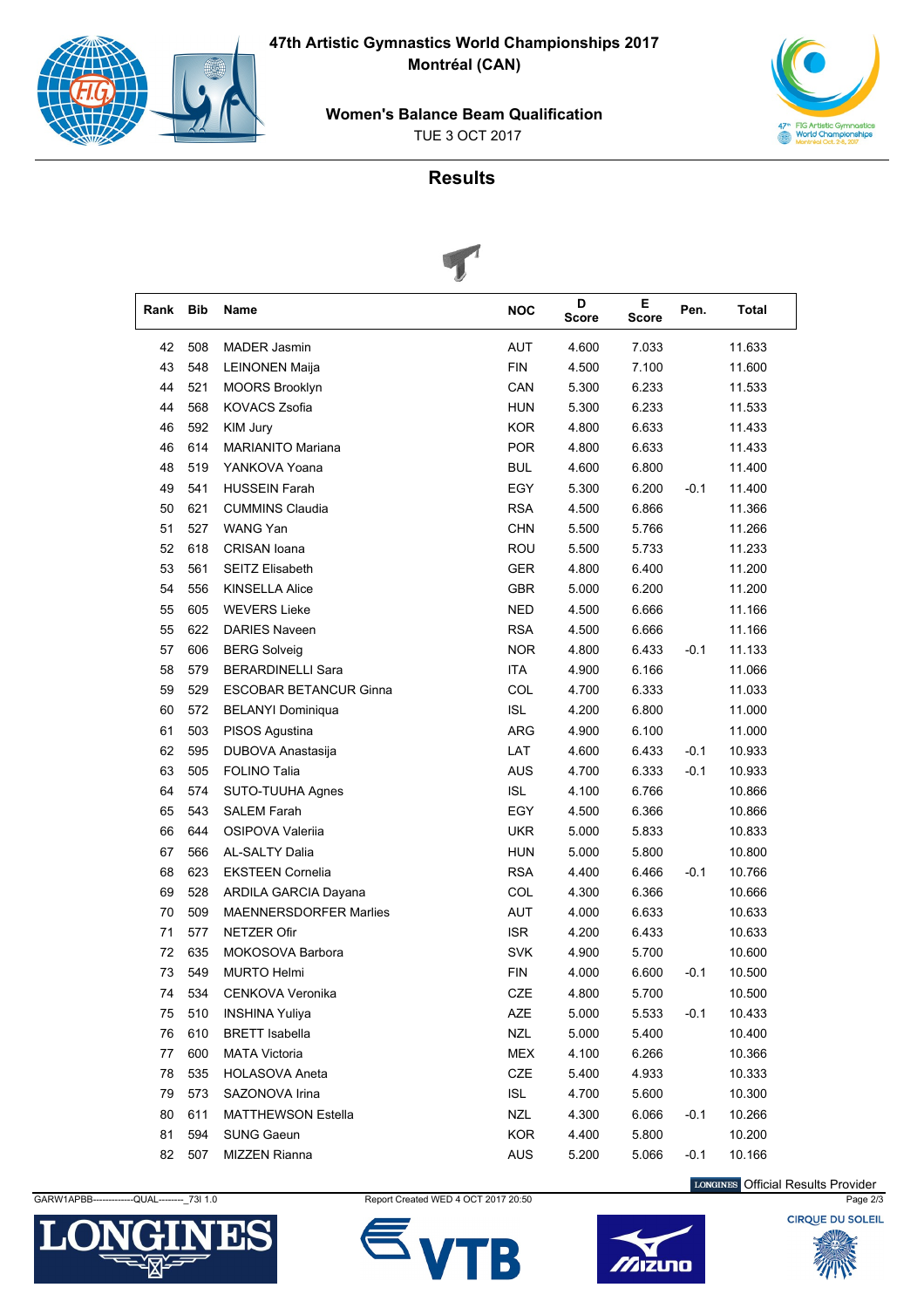# 47th Artistic Gymnastics World Championships 2017

**Montréal (CAN)**

**Women's Balance Beam Qualification**

TUE 3 OCT 2017

## Results

| Rank | Bib | Name | NOC | D Score | E Score | Pen. | Total |
|---|---|---|---|---|---|---|---|
| 42 | 508 | MADER Jasmin | AUT | 4.600 | 7.033 | | 11.633 |
| 43 | 548 | LEINONEN Maija | FIN | 4.500 | 7.100 | | 11.600 |
| 44 | 521 | MOORS Brooklyn | CAN | 5.300 | 6.233 | | 11.533 |
| 44 | 568 | KOVACS Zsofia | HUN | 5.300 | 6.233 | | 11.533 |
| 46 | 592 | KIM Jury | KOR | 4.800 | 6.633 | | 11.433 |
| 46 | 614 | MARIANITO Mariana | POR | 4.800 | 6.633 | | 11.433 |
| 48 | 519 | YANKOVA Yoana | BUL | 4.600 | 6.800 | | 11.400 |
| 49 | 541 | HUSSEIN Farah | EGY | 5.300 | 6.200 | -0.1 | 11.400 |
| 50 | 621 | CUMMINS Claudia | RSA | 4.500 | 6.866 | | 11.366 |
| 51 | 527 | WANG Yan | CHN | 5.500 | 5.766 | | 11.266 |
| 52 | 618 | CRISAN Ioana | ROU | 5.500 | 5.733 | | 11.233 |
| 53 | 561 | SEITZ Elisabeth | GER | 4.800 | 6.400 | | 11.200 |
| 54 | 556 | KINSELLA Alice | GBR | 5.000 | 6.200 | | 11.200 |
| 55 | 605 | WEVERS Lieke | NED | 4.500 | 6.666 | | 11.166 |
| 55 | 622 | DARIES Naveen | RSA | 4.500 | 6.666 | | 11.166 |
| 57 | 606 | BERG Solveig | NOR | 4.800 | 6.433 | -0.1 | 11.133 |
| 58 | 579 | BERARDINELLI Sara | ITA | 4.900 | 6.166 | | 11.066 |
| 59 | 529 | ESCOBAR BETANCUR Ginna | COL | 4.700 | 6.333 | | 11.033 |
| 60 | 572 | BELANYI Dominiqua | ISL | 4.200 | 6.800 | | 11.000 |
| 61 | 503 | PISOS Agustina | ARG | 4.900 | 6.100 | | 11.000 |
| 62 | 595 | DUBOVA Anastasija | LAT | 4.600 | 6.433 | -0.1 | 10.933 |
| 63 | 505 | FOLINO Talia | AUS | 4.700 | 6.333 | -0.1 | 10.933 |
| 64 | 574 | SUTO-TUUHA Agnes | ISL | 4.100 | 6.766 | | 10.866 |
| 65 | 543 | SALEM Farah | EGY | 4.500 | 6.366 | | 10.866 |
| 66 | 644 | OSIPOVA Valeriia | UKR | 5.000 | 5.833 | | 10.833 |
| 67 | 566 | AL-SALTY Dalia | HUN | 5.000 | 5.800 | | 10.800 |
| 68 | 623 | EKSTEEN Cornelia | RSA | 4.400 | 6.466 | -0.1 | 10.766 |
| 69 | 528 | ARDILA GARCIA Dayana | COL | 4.300 | 6.366 | | 10.666 |
| 70 | 509 | MAENNERSDORFER Marlies | AUT | 4.000 | 6.633 | | 10.633 |
| 71 | 577 | NETZER Ofir | ISR | 4.200 | 6.433 | | 10.633 |
| 72 | 635 | MOKOSOVA Barbora | SVK | 4.900 | 5.700 | | 10.600 |
| 73 | 549 | MURTO Helmi | FIN | 4.000 | 6.600 | -0.1 | 10.500 |
| 74 | 534 | CENKOVA Veronika | CZE | 4.800 | 5.700 | | 10.500 |
| 75 | 510 | INSHINA Yuliya | AZE | 5.000 | 5.533 | -0.1 | 10.433 |
| 76 | 610 | BRETT Isabella | NZL | 5.000 | 5.400 | | 10.400 |
| 77 | 600 | MATA Victoria | MEX | 4.100 | 6.266 | | 10.366 |
| 78 | 535 | HOLASOVA Aneta | CZE | 5.400 | 4.933 | | 10.333 |
| 79 | 573 | SAZONOVA Irina | ISL | 4.700 | 5.600 | | 10.300 |
| 80 | 611 | MATTHEWSON Estella | NZL | 4.300 | 6.066 | -0.1 | 10.266 |
| 81 | 594 | SUNG Gaeun | KOR | 4.400 | 5.800 | | 10.200 |
| 82 | 507 | MIZZEN Rianna | AUS | 5.200 | 5.066 | -0.1 | 10.166 |

GARW1APBB-------------QUAL--------_73I 1.0 Report Created WED 4 OCT 2017 20:50

LONGINES Official Results Provider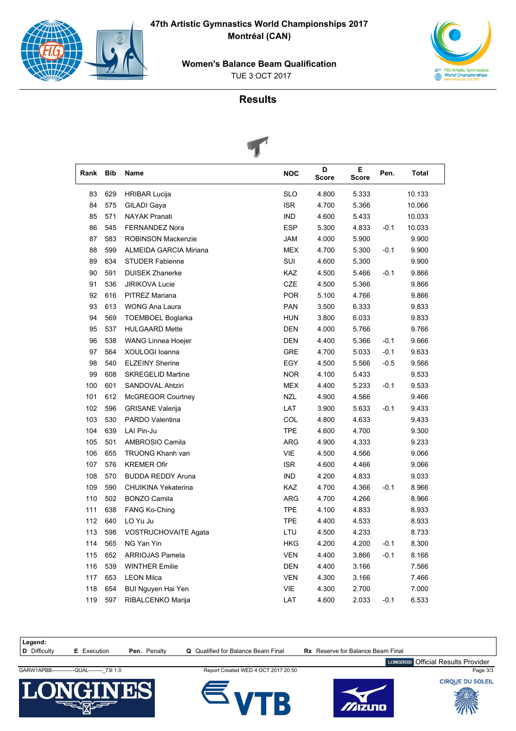# 47th Artistic Gymnastics World Championships 2017
## Montréal (CAN)

### Women's Balance Beam Qualification
TUE 3 OCT 2017

## Results

| Rank | Bib | Name | NOC | D Score | E Score | Pen. | Total |
|---|---|---|---|---|---|---|---|
| 83 | 629 | HRIBAR Lucija | SLO | 4.800 | 5.333 | | 10.133 |
| 84 | 575 | GILADI Gaya | ISR | 4.700 | 5.366 | | 10.066 |
| 85 | 571 | NAYAK Pranati | IND | 4.600 | 5.433 | | 10.033 |
| 86 | 545 | FERNANDEZ Nora | ESP | 5.300 | 4.833 | -0.1 | 10.033 |
| 87 | 583 | ROBINSON Mackenzie | JAM | 4.000 | 5.900 | | 9.900 |
| 88 | 599 | ALMEIDA GARCIA Miriana | MEX | 4.700 | 5.300 | -0.1 | 9.900 |
| 89 | 634 | STUDER Fabienne | SUI | 4.600 | 5.300 | | 9.900 |
| 90 | 591 | DUISEK Zhanerke | KAZ | 4.500 | 5.466 | -0.1 | 9.866 |
| 91 | 536 | JIRIKOVA Lucie | CZE | 4.500 | 5.366 | | 9.866 |
| 92 | 616 | PITREZ Mariana | POR | 5.100 | 4.766 | | 9.866 |
| 93 | 613 | WONG Ana Laura | PAN | 3.500 | 6.333 | | 9.833 |
| 94 | 569 | TOEMBOEL Boglarka | HUN | 3.800 | 6.033 | | 9.833 |
| 95 | 537 | HULGAARD Mette | DEN | 4.000 | 5.766 | | 9.766 |
| 96 | 538 | WANG Linnea Hoejer | DEN | 4.400 | 5.366 | -0.1 | 9.666 |
| 97 | 564 | XOULOGI Ioanna | GRE | 4.700 | 5.033 | -0.1 | 9.633 |
| 98 | 540 | ELZEINY Sherine | EGY | 4.500 | 5.566 | -0.5 | 9.566 |
| 99 | 608 | SKREGELID Martine | NOR | 4.100 | 5.433 | | 9.533 |
| 100 | 601 | SANDOVAL Ahtziri | MEX | 4.400 | 5.233 | -0.1 | 9.533 |
| 101 | 612 | McGREGOR Courtney | NZL | 4.900 | 4.566 | | 9.466 |
| 102 | 596 | GRISANE Valerija | LAT | 3.900 | 5.633 | -0.1 | 9.433 |
| 103 | 530 | PARDO Valentina | COL | 4.800 | 4.633 | | 9.433 |
| 104 | 639 | LAI Pin-Ju | TPE | 4.600 | 4.700 | | 9.300 |
| 105 | 501 | AMBROSIO Camila | ARG | 4.900 | 4.333 | | 9.233 |
| 106 | 655 | TRUONG Khanh van | VIE | 4.500 | 4.566 | | 9.066 |
| 107 | 576 | KREMER Ofir | ISR | 4.600 | 4.466 | | 9.066 |
| 108 | 570 | BUDDA REDDY Aruna | IND | 4.200 | 4.833 | | 9.033 |
| 109 | 590 | CHUIKINA Yekaterina | KAZ | 4.700 | 4.366 | -0.1 | 8.966 |
| 110 | 502 | BONZO Camila | ARG | 4.700 | 4.266 | | 8.966 |
| 111 | 638 | FANG Ko-Ching | TPE | 4.100 | 4.833 | | 8.933 |
| 112 | 640 | LO Yu Ju | TPE | 4.400 | 4.533 | | 8.933 |
| 113 | 598 | VOSTRUCHOVAITE Agata | LTU | 4.500 | 4.233 | | 8.733 |
| 114 | 565 | NG Yan Yin | HKG | 4.200 | 4.200 | -0.1 | 8.300 |
| 115 | 652 | ARRIOJAS Pamela | VEN | 4.400 | 3.866 | -0.1 | 8.166 |
| 116 | 539 | WINTHER Emilie | DEN | 4.400 | 3.166 | | 7.566 |
| 117 | 653 | LEON Milca | VEN | 4.300 | 3.166 | | 7.466 |
| 118 | 654 | BUI Nguyen Hai Yen | VIE | 4.300 | 2.700 | | 7.000 |
| 119 | 597 | RIBALCENKO Marija | LAT | 4.600 | 2.033 | -0.1 | 6.533 |

**Legend:**
**D** Difficulty  **E** Execution  **Pen.** Penalty  **Q** Qualified for Balance Beam Final  **Rx** Reserve for Balance Beam Final

LONGINES Official Results Provider

GARW1APBB-------------QUAL--------_73I 1.0  Report Created WED 4 OCT 2017 20:50